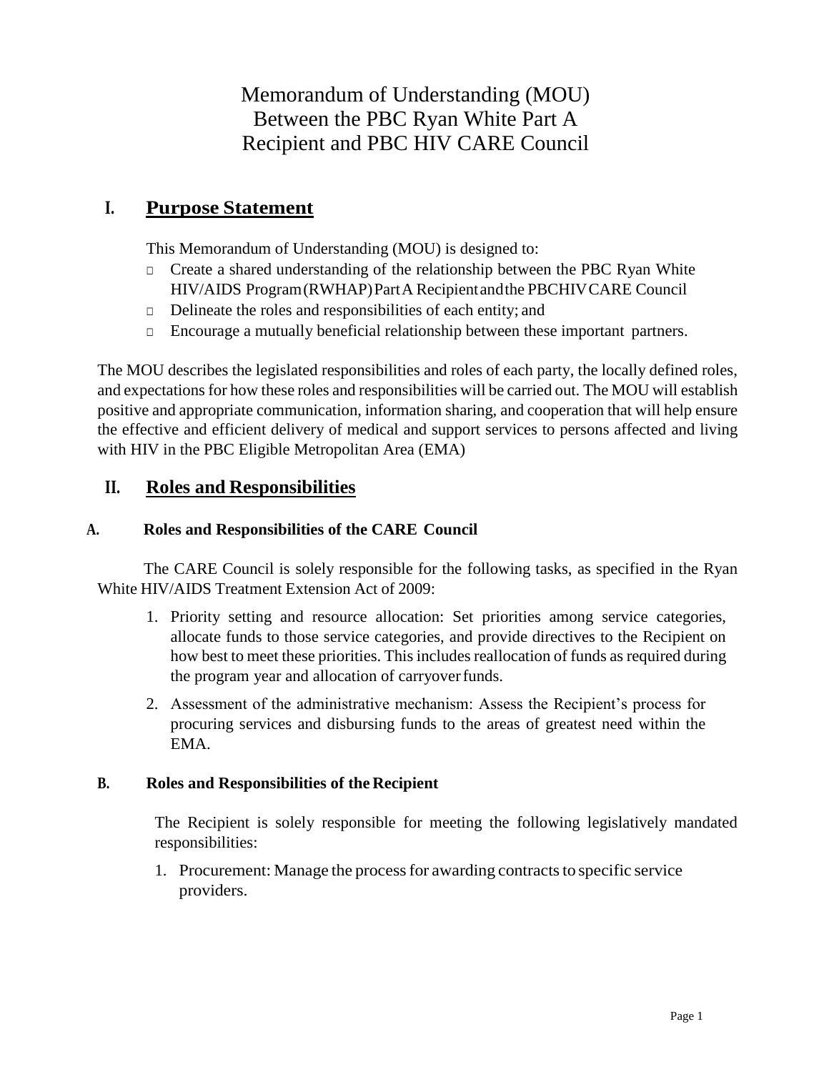# Memorandum of Understanding (MOU) Between the PBC Ryan White Part A Recipient and PBC HIV CARE Council

## I. Purpose Statement

This Memorandum of Understanding (MOU) is designed to:

- Create a shared understanding of the relationship between the PBC Ryan White HIV/AIDS Program (RWHAP) Part A Recipient and the PBC HIV CARE Council
- Delineate the roles and responsibilities of each entity; and
- Encourage a mutually beneficial relationship between these important partners.

The MOU describes the legislated responsibilities and roles of each party, the locally defined roles, and expectations for how these roles and responsibilities will be carried out. The MOU will establish positive and appropriate communication, information sharing, and cooperation that will help ensure the effective and efficient delivery of medical and support services to persons affected and living with HIV in the PBC Eligible Metropolitan Area (EMA)

## II. Roles and Responsibilities

### A. Roles and Responsibilities of the CARE Council

The CARE Council is solely responsible for the following tasks, as specified in the Ryan White HIV/AIDS Treatment Extension Act of 2009:

1. Priority setting and resource allocation: Set priorities among service categories, allocate funds to those service categories, and provide directives to the Recipient on how best to meet these priorities. This includes reallocation of funds as required during the program year and allocation of carryover funds.
2. Assessment of the administrative mechanism: Assess the Recipient's process for procuring services and disbursing funds to the areas of greatest need within the EMA.

### B. Roles and Responsibilities of the Recipient

The Recipient is solely responsible for meeting the following legislatively mandated responsibilities:

1. Procurement: Manage the process for awarding contracts to specific service providers.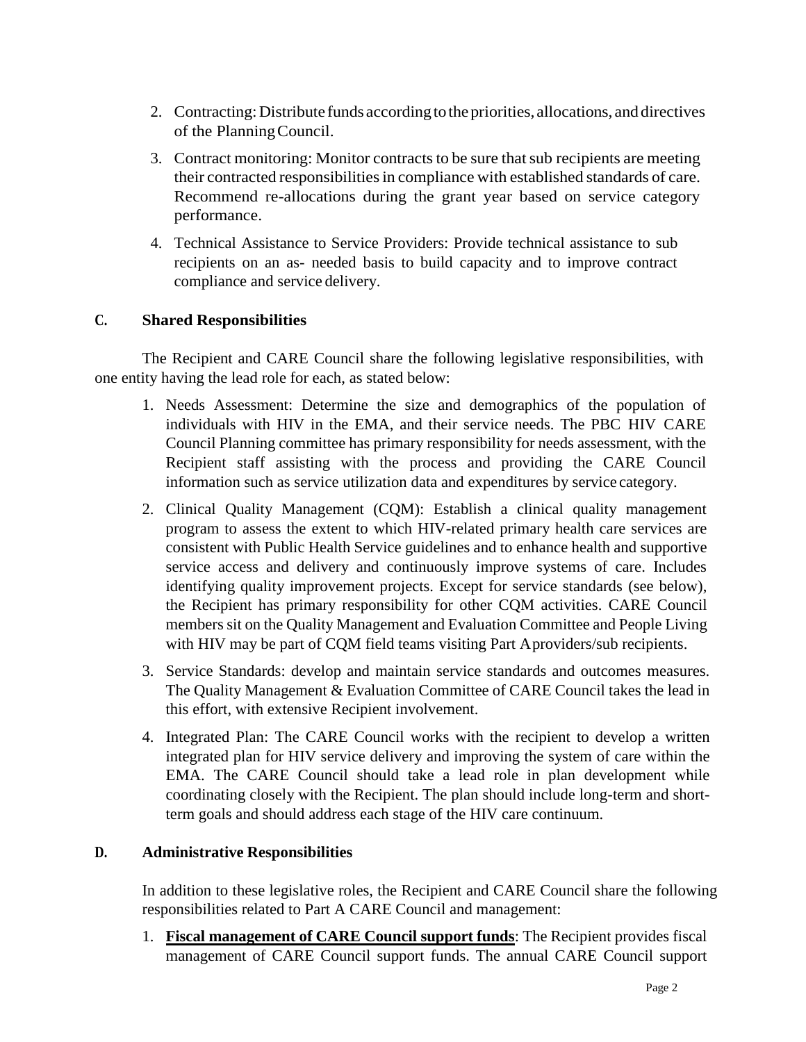2. Contracting: Distribute funds according to the priorities, allocations, and directives of the Planning Council.
3. Contract monitoring: Monitor contracts to be sure that sub recipients are meeting their contracted responsibilities in compliance with established standards of care. Recommend re-allocations during the grant year based on service category performance.
4. Technical Assistance to Service Providers: Provide technical assistance to sub recipients on an as- needed basis to build capacity and to improve contract compliance and service delivery.

### C. Shared Responsibilities

The Recipient and CARE Council share the following legislative responsibilities, with one entity having the lead role for each, as stated below:

1. Needs Assessment: Determine the size and demographics of the population of individuals with HIV in the EMA, and their service needs. The PBC HIV CARE Council Planning committee has primary responsibility for needs assessment, with the Recipient staff assisting with the process and providing the CARE Council information such as service utilization data and expenditures by service category.
2. Clinical Quality Management (CQM): Establish a clinical quality management program to assess the extent to which HIV-related primary health care services are consistent with Public Health Service guidelines and to enhance health and supportive service access and delivery and continuously improve systems of care. Includes identifying quality improvement projects. Except for service standards (see below), the Recipient has primary responsibility for other CQM activities. CARE Council members sit on the Quality Management and Evaluation Committee and People Living with HIV may be part of CQM field teams visiting Part A providers/sub recipients.
3. Service Standards: develop and maintain service standards and outcomes measures. The Quality Management & Evaluation Committee of CARE Council takes the lead in this effort, with extensive Recipient involvement.
4. Integrated Plan: The CARE Council works with the recipient to develop a written integrated plan for HIV service delivery and improving the system of care within the EMA. The CARE Council should take a lead role in plan development while coordinating closely with the Recipient. The plan should include long-term and short-term goals and should address each stage of the HIV care continuum.

### D. Administrative Responsibilities

In addition to these legislative roles, the Recipient and CARE Council share the following responsibilities related to Part A CARE Council and management:

1. **Fiscal management of CARE Council support funds**: The Recipient provides fiscal management of CARE Council support funds. The annual CARE Council support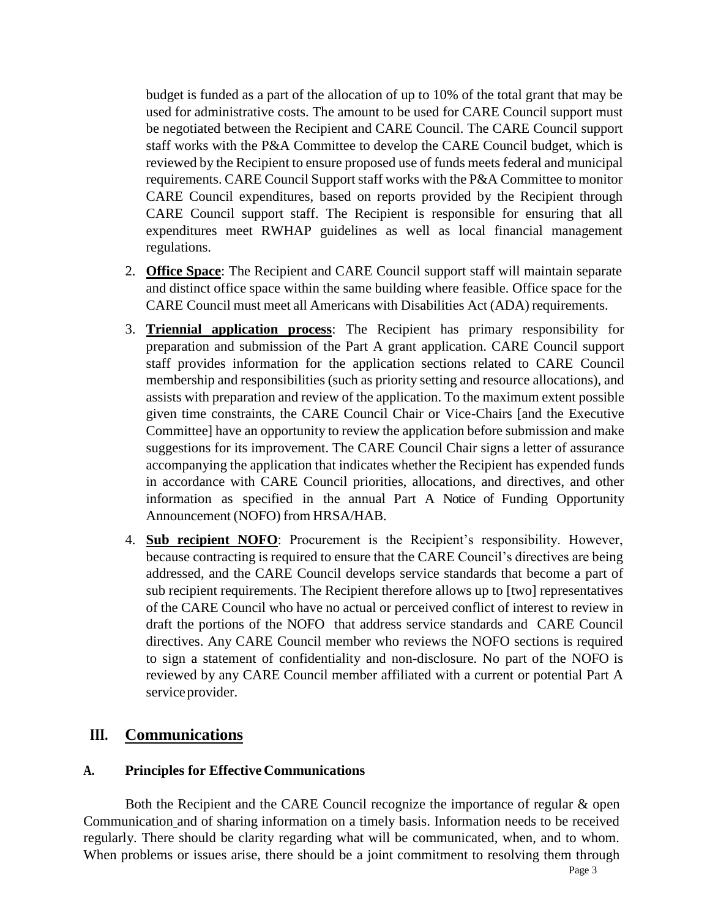budget is funded as a part of the allocation of up to 10% of the total grant that may be used for administrative costs. The amount to be used for CARE Council support must be negotiated between the Recipient and CARE Council. The CARE Council support staff works with the P&A Committee to develop the CARE Council budget, which is reviewed by the Recipient to ensure proposed use of funds meets federal and municipal requirements. CARE Council Support staff works with the P&A Committee to monitor CARE Council expenditures, based on reports provided by the Recipient through CARE Council support staff. The Recipient is responsible for ensuring that all expenditures meet RWHAP guidelines as well as local financial management regulations.

2. **Office Space**: The Recipient and CARE Council support staff will maintain separate and distinct office space within the same building where feasible. Office space for the CARE Council must meet all Americans with Disabilities Act (ADA) requirements.

3. **Triennial application process**: The Recipient has primary responsibility for preparation and submission of the Part A grant application. CARE Council support staff provides information for the application sections related to CARE Council membership and responsibilities (such as priority setting and resource allocations), and assists with preparation and review of the application. To the maximum extent possible given time constraints, the CARE Council Chair or Vice-Chairs [and the Executive Committee] have an opportunity to review the application before submission and make suggestions for its improvement. The CARE Council Chair signs a letter of assurance accompanying the application that indicates whether the Recipient has expended funds in accordance with CARE Council priorities, allocations, and directives, and other information as specified in the annual Part A Notice of Funding Opportunity Announcement (NOFO) from HRSA/HAB.

4. **Sub recipient NOFO**: Procurement is the Recipient's responsibility. However, because contracting is required to ensure that the CARE Council's directives are being addressed, and the CARE Council develops service standards that become a part of sub recipient requirements. The Recipient therefore allows up to [two] representatives of the CARE Council who have no actual or perceived conflict of interest to review in draft the portions of the NOFO that address service standards and CARE Council directives. Any CARE Council member who reviews the NOFO sections is required to sign a statement of confidentiality and non-disclosure. No part of the NOFO is reviewed by any CARE Council member affiliated with a current or potential Part A service provider.

## III. Communications

### A. Principles for Effective Communications

Both the Recipient and the CARE Council recognize the importance of regular & open Communication and of sharing information on a timely basis. Information needs to be received regularly. There should be clarity regarding what will be communicated, when, and to whom. When problems or issues arise, there should be a joint commitment to resolving them through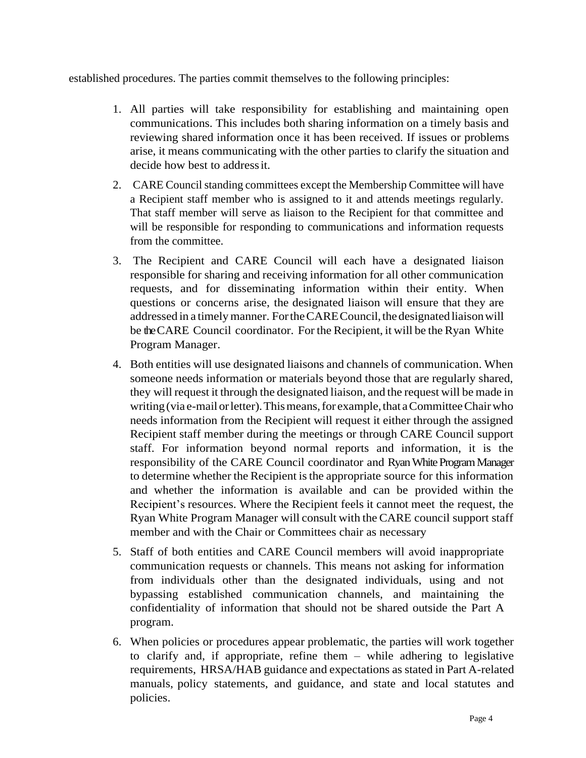established procedures. The parties commit themselves to the following principles:

1. All parties will take responsibility for establishing and maintaining open communications. This includes both sharing information on a timely basis and reviewing shared information once it has been received. If issues or problems arise, it means communicating with the other parties to clarify the situation and decide how best to address it.
2. CARE Council standing committees except the Membership Committee will have a Recipient staff member who is assigned to it and attends meetings regularly. That staff member will serve as liaison to the Recipient for that committee and will be responsible for responding to communications and information requests from the committee.
3. The Recipient and CARE Council will each have a designated liaison responsible for sharing and receiving information for all other communication requests, and for disseminating information within their entity. When questions or concerns arise, the designated liaison will ensure that they are addressed in a timely manner. For the CARE Council, the designated liaison will be the CARE Council coordinator. For the Recipient, it will be the Ryan White Program Manager.
4. Both entities will use designated liaisons and channels of communication. When someone needs information or materials beyond those that are regularly shared, they will request it through the designated liaison, and the request will be made in writing (via e-mail or letter). This means, for example, that a Committee Chair who needs information from the Recipient will request it either through the assigned Recipient staff member during the meetings or through CARE Council support staff. For information beyond normal reports and information, it is the responsibility of the CARE Council coordinator and Ryan White Program Manager to determine whether the Recipient is the appropriate source for this information and whether the information is available and can be provided within the Recipient's resources. Where the Recipient feels it cannot meet the request, the Ryan White Program Manager will consult with the CARE council support staff member and with the Chair or Committees chair as necessary
5. Staff of both entities and CARE Council members will avoid inappropriate communication requests or channels. This means not asking for information from individuals other than the designated individuals, using and not bypassing established communication channels, and maintaining the confidentiality of information that should not be shared outside the Part A program.
6. When policies or procedures appear problematic, the parties will work together to clarify and, if appropriate, refine them – while adhering to legislative requirements, HRSA/HAB guidance and expectations as stated in Part A-related manuals, policy statements, and guidance, and state and local statutes and policies.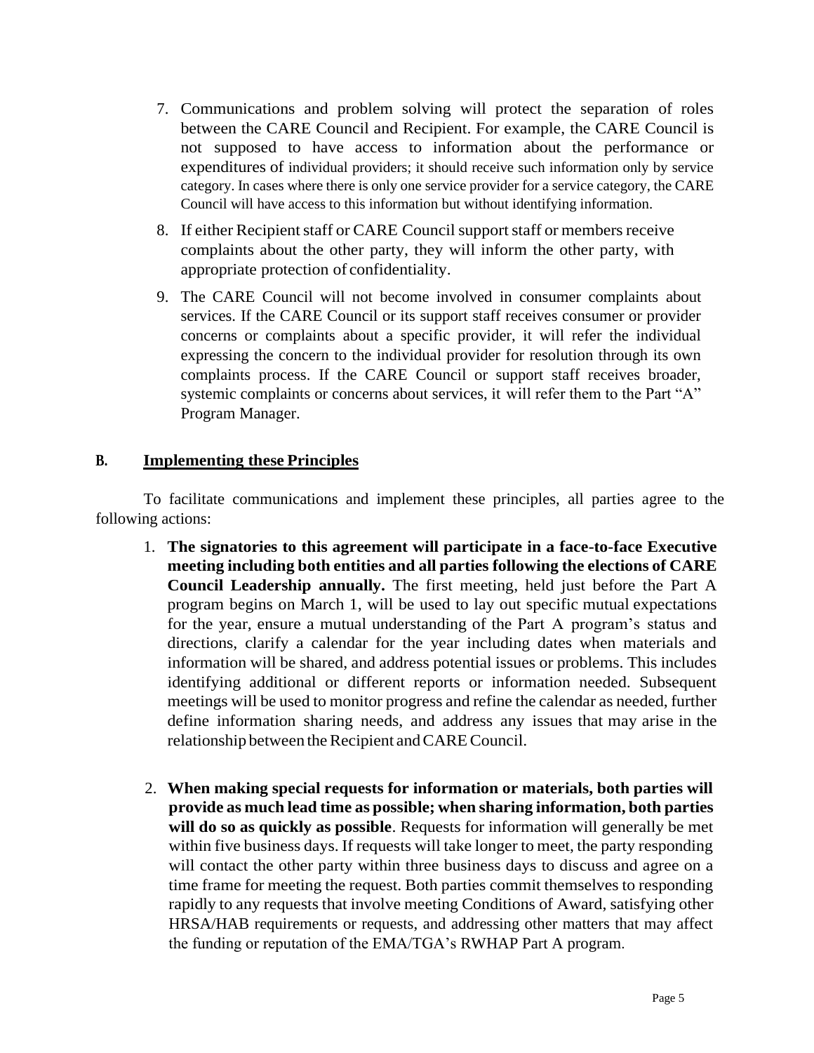7. Communications and problem solving will protect the separation of roles between the CARE Council and Recipient. For example, the CARE Council is not supposed to have access to information about the performance or expenditures of individual providers; it should receive such information only by service category. In cases where there is only one service provider for a service category, the CARE Council will have access to this information but without identifying information.
8. If either Recipient staff or CARE Council support staff or members receive complaints about the other party, they will inform the other party, with appropriate protection of confidentiality.
9. The CARE Council will not become involved in consumer complaints about services. If the CARE Council or its support staff receives consumer or provider concerns or complaints about a specific provider, it will refer the individual expressing the concern to the individual provider for resolution through its own complaints process. If the CARE Council or support staff receives broader, systemic complaints or concerns about services, it will refer them to the Part "A" Program Manager.

## B. Implementing these Principles

To facilitate communications and implement these principles, all parties agree to the following actions:

1. **The signatories to this agreement will participate in a face-to-face Executive meeting including both entities and all parties following the elections of CARE Council Leadership annually.** The first meeting, held just before the Part A program begins on March 1, will be used to lay out specific mutual expectations for the year, ensure a mutual understanding of the Part A program's status and directions, clarify a calendar for the year including dates when materials and information will be shared, and address potential issues or problems. This includes identifying additional or different reports or information needed. Subsequent meetings will be used to monitor progress and refine the calendar as needed, further define information sharing needs, and address any issues that may arise in the relationship between the Recipient and CARE Council.

2. **When making special requests for information or materials, both parties will provide as much lead time as possible; when sharing information, both parties will do so as quickly as possible**. Requests for information will generally be met within five business days. If requests will take longer to meet, the party responding will contact the other party within three business days to discuss and agree on a time frame for meeting the request. Both parties commit themselves to responding rapidly to any requests that involve meeting Conditions of Award, satisfying other HRSA/HAB requirements or requests, and addressing other matters that may affect the funding or reputation of the EMA/TGA's RWHAP Part A program.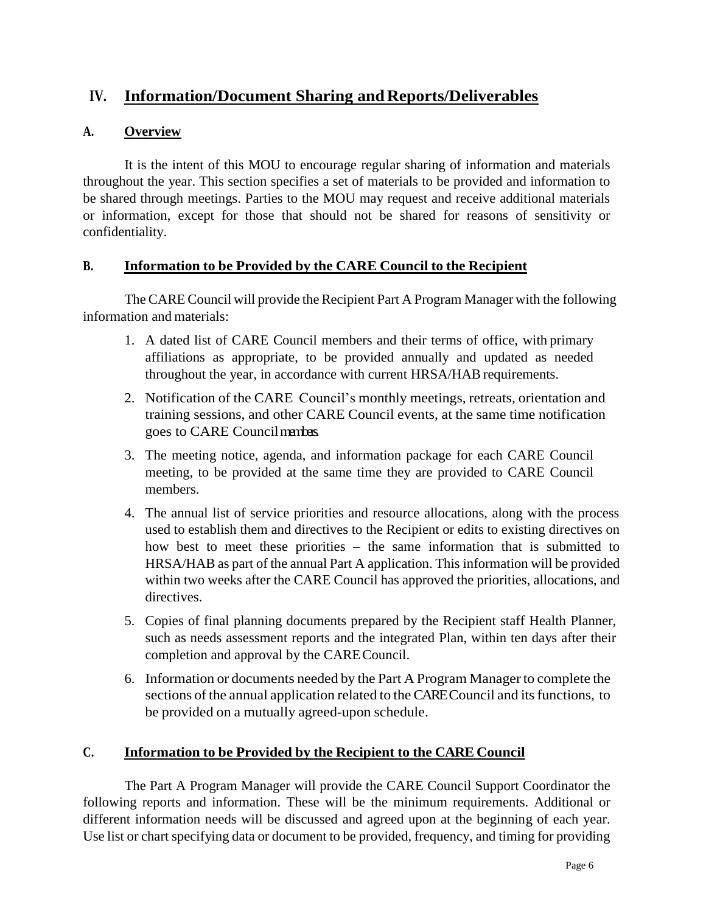## IV. Information/Document Sharing and Reports/Deliverables

### A. Overview

It is the intent of this MOU to encourage regular sharing of information and materials throughout the year. This section specifies a set of materials to be provided and information to be shared through meetings. Parties to the MOU may request and receive additional materials or information, except for those that should not be shared for reasons of sensitivity or confidentiality.

### B. Information to be Provided by the CARE Council to the Recipient

The CARE Council will provide the Recipient Part A Program Manager with the following information and materials:

1. A dated list of CARE Council members and their terms of office, with primary affiliations as appropriate, to be provided annually and updated as needed throughout the year, in accordance with current HRSA/HAB requirements.
2. Notification of the CARE Council's monthly meetings, retreats, orientation and training sessions, and other CARE Council events, at the same time notification goes to CARE Council members.
3. The meeting notice, agenda, and information package for each CARE Council meeting, to be provided at the same time they are provided to CARE Council members.
4. The annual list of service priorities and resource allocations, along with the process used to establish them and directives to the Recipient or edits to existing directives on how best to meet these priorities – the same information that is submitted to HRSA/HAB as part of the annual Part A application. This information will be provided within two weeks after the CARE Council has approved the priorities, allocations, and directives.
5. Copies of final planning documents prepared by the Recipient staff Health Planner, such as needs assessment reports and the integrated Plan, within ten days after their completion and approval by the CARE Council.
6. Information or documents needed by the Part A Program Manager to complete the sections of the annual application related to the CARE Council and its functions, to be provided on a mutually agreed-upon schedule.

### C. Information to be Provided by the Recipient to the CARE Council

The Part A Program Manager will provide the CARE Council Support Coordinator the following reports and information. These will be the minimum requirements. Additional or different information needs will be discussed and agreed upon at the beginning of each year. Use list or chart specifying data or document to be provided, frequency, and timing for providing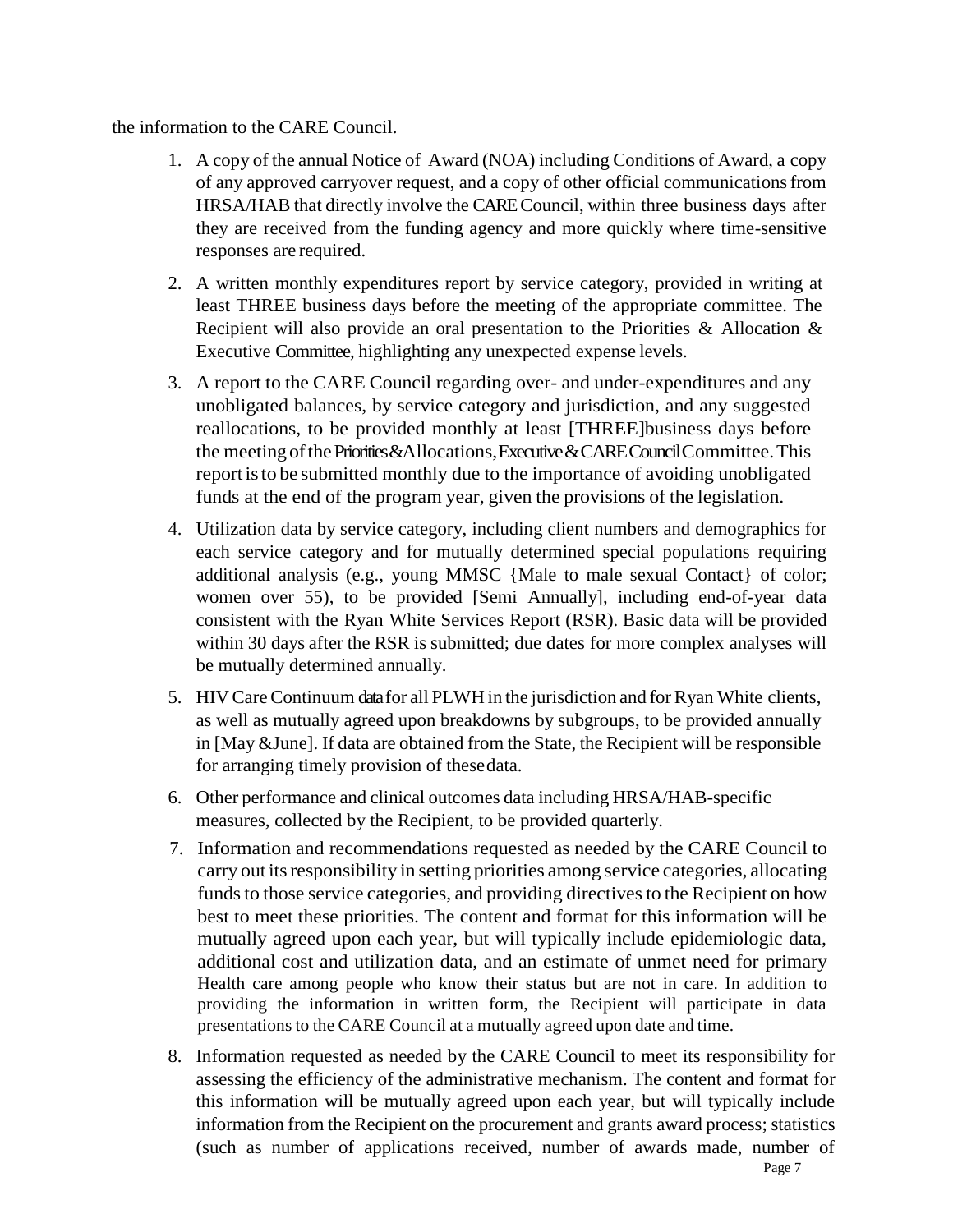the information to the CARE Council.

1. A copy of the annual Notice of Award (NOA) including Conditions of Award, a copy of any approved carryover request, and a copy of other official communications from HRSA/HAB that directly involve the CARE Council, within three business days after they are received from the funding agency and more quickly where time-sensitive responses are required.
2. A written monthly expenditures report by service category, provided in writing at least THREE business days before the meeting of the appropriate committee. The Recipient will also provide an oral presentation to the Priorities & Allocation & Executive Committee, highlighting any unexpected expense levels.
3. A report to the CARE Council regarding over- and under-expenditures and any unobligated balances, by service category and jurisdiction, and any suggested reallocations, to be provided monthly at least [THREE]business days before the meeting of the Priorities & Allocations, Executive & CARE Council Committee. This report is to be submitted monthly due to the importance of avoiding unobligated funds at the end of the program year, given the provisions of the legislation.
4. Utilization data by service category, including client numbers and demographics for each service category and for mutually determined special populations requiring additional analysis (e.g., young MMSC {Male to male sexual Contact} of color; women over 55), to be provided [Semi Annually], including end-of-year data consistent with the Ryan White Services Report (RSR). Basic data will be provided within 30 days after the RSR is submitted; due dates for more complex analyses will be mutually determined annually.
5. HIV Care Continuum data for all PLWH in the jurisdiction and for Ryan White clients, as well as mutually agreed upon breakdowns by subgroups, to be provided annually in [May &June]. If data are obtained from the State, the Recipient will be responsible for arranging timely provision of these data.
6. Other performance and clinical outcomes data including HRSA/HAB-specific measures, collected by the Recipient, to be provided quarterly.
7. Information and recommendations requested as needed by the CARE Council to carry out its responsibility in setting priorities among service categories, allocating funds to those service categories, and providing directives to the Recipient on how best to meet these priorities. The content and format for this information will be mutually agreed upon each year, but will typically include epidemiologic data, additional cost and utilization data, and an estimate of unmet need for primary Health care among people who know their status but are not in care. In addition to providing the information in written form, the Recipient will participate in data presentations to the CARE Council at a mutually agreed upon date and time.
8. Information requested as needed by the CARE Council to meet its responsibility for assessing the efficiency of the administrative mechanism. The content and format for this information will be mutually agreed upon each year, but will typically include information from the Recipient on the procurement and grants award process; statistics (such as number of applications received, number of awards made, number of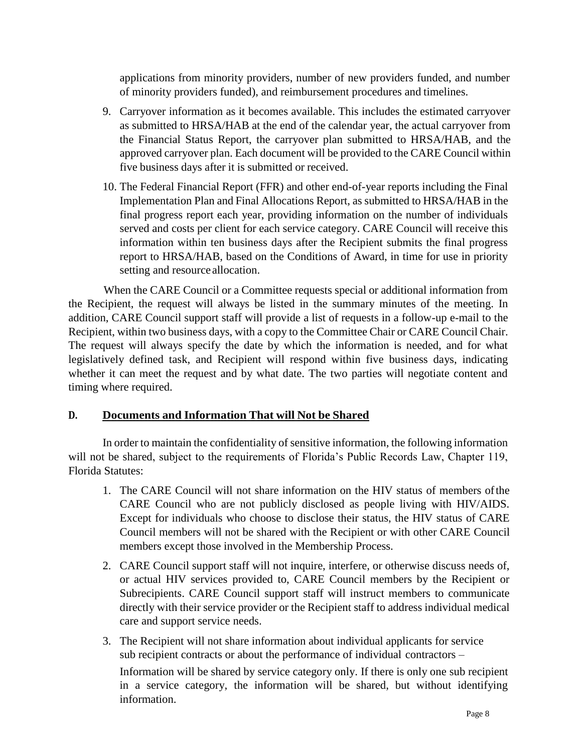applications from minority providers, number of new providers funded, and number of minority providers funded), and reimbursement procedures and timelines.

9. Carryover information as it becomes available. This includes the estimated carryover as submitted to HRSA/HAB at the end of the calendar year, the actual carryover from the Financial Status Report, the carryover plan submitted to HRSA/HAB, and the approved carryover plan. Each document will be provided to the CARE Council within five business days after it is submitted or received.

10. The Federal Financial Report (FFR) and other end-of-year reports including the Final Implementation Plan and Final Allocations Report, as submitted to HRSA/HAB in the final progress report each year, providing information on the number of individuals served and costs per client for each service category. CARE Council will receive this information within ten business days after the Recipient submits the final progress report to HRSA/HAB, based on the Conditions of Award, in time for use in priority setting and resource allocation.

When the CARE Council or a Committee requests special or additional information from the Recipient, the request will always be listed in the summary minutes of the meeting. In addition, CARE Council support staff will provide a list of requests in a follow-up e-mail to the Recipient, within two business days, with a copy to the Committee Chair or CARE Council Chair. The request will always specify the date by which the information is needed, and for what legislatively defined task, and Recipient will respond within five business days, indicating whether it can meet the request and by what date. The two parties will negotiate content and timing where required.

## D. Documents and Information That will Not be Shared

In order to maintain the confidentiality of sensitive information, the following information will not be shared, subject to the requirements of Florida's Public Records Law, Chapter 119, Florida Statutes:

1. The CARE Council will not share information on the HIV status of members of the CARE Council who are not publicly disclosed as people living with HIV/AIDS. Except for individuals who choose to disclose their status, the HIV status of CARE Council members will not be shared with the Recipient or with other CARE Council members except those involved in the Membership Process.

2. CARE Council support staff will not inquire, interfere, or otherwise discuss needs of, or actual HIV services provided to, CARE Council members by the Recipient or Subrecipients. CARE Council support staff will instruct members to communicate directly with their service provider or the Recipient staff to address individual medical care and support service needs.

3. The Recipient will not share information about individual applicants for service sub recipient contracts or about the performance of individual contractors –

   Information will be shared by service category only. If there is only one sub recipient in a service category, the information will be shared, but without identifying information.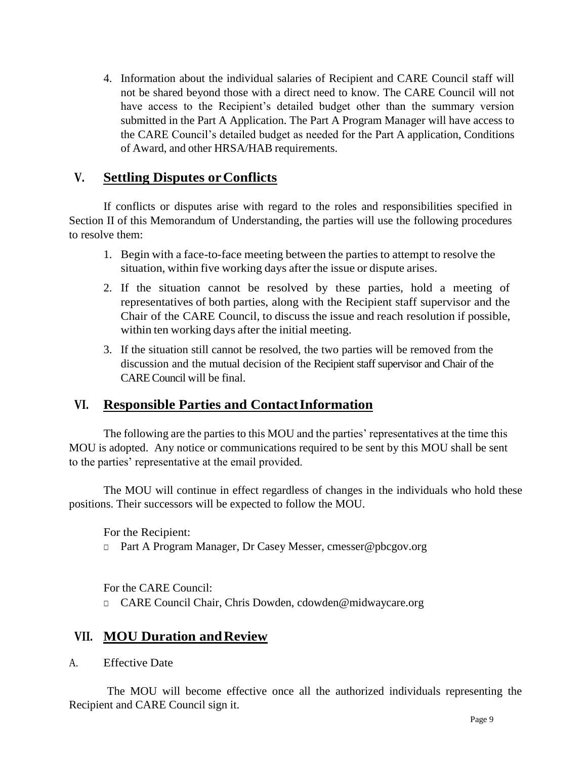4. Information about the individual salaries of Recipient and CARE Council staff will not be shared beyond those with a direct need to know. The CARE Council will not have access to the Recipient's detailed budget other than the summary version submitted in the Part A Application. The Part A Program Manager will have access to the CARE Council's detailed budget as needed for the Part A application, Conditions of Award, and other HRSA/HAB requirements.

## V. Settling Disputes or Conflicts

If conflicts or disputes arise with regard to the roles and responsibilities specified in Section II of this Memorandum of Understanding, the parties will use the following procedures to resolve them:

1. Begin with a face-to-face meeting between the parties to attempt to resolve the situation, within five working days after the issue or dispute arises.
2. If the situation cannot be resolved by these parties, hold a meeting of representatives of both parties, along with the Recipient staff supervisor and the Chair of the CARE Council, to discuss the issue and reach resolution if possible, within ten working days after the initial meeting.
3. If the situation still cannot be resolved, the two parties will be removed from the discussion and the mutual decision of the Recipient staff supervisor and Chair of the CARE Council will be final.

## VI. Responsible Parties and Contact Information

The following are the parties to this MOU and the parties' representatives at the time this MOU is adopted. Any notice or communications required to be sent by this MOU shall be sent to the parties' representative at the email provided.

The MOU will continue in effect regardless of changes in the individuals who hold these positions. Their successors will be expected to follow the MOU.

For the Recipient:

- Part A Program Manager, Dr Casey Messer, cmesser@pbcgov.org

For the CARE Council:

- CARE Council Chair, Chris Dowden, cdowden@midwaycare.org

## VII. MOU Duration and Review

A. Effective Date

The MOU will become effective once all the authorized individuals representing the Recipient and CARE Council sign it.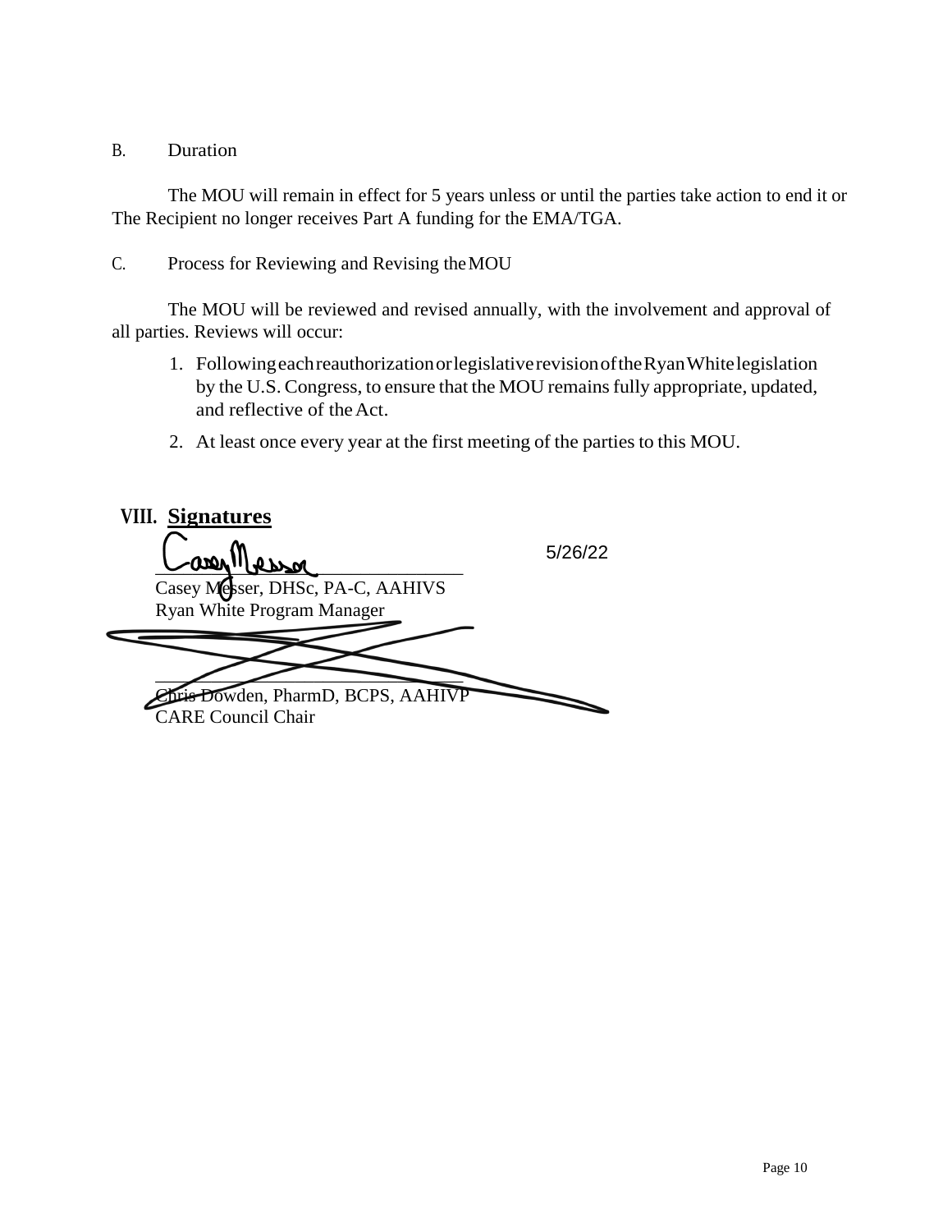B. Duration

The MOU will remain in effect for 5 years unless or until the parties take action to end it or The Recipient no longer receives Part A funding for the EMA/TGA.

C. Process for Reviewing and Revising the MOU

The MOU will be reviewed and revised annually, with the involvement and approval of all parties. Reviews will occur:

1. Following each reauthorization or legislative revision of the Ryan White legislation by the U.S. Congress, to ensure that the MOU remains fully appropriate, updated, and reflective of the Act.
2. At least once every year at the first meeting of the parties to this MOU.

## VIII. Signatures

\_\_\_\_\_\_\_\_\_\_\_\_\_\_\_\_\_\_\_\_\_\_\_\_\_\_\_\_\_\_\_\_ 5/26/22
Casey Messer, DHSc, PA-C, AAHIVS
Ryan White Program Manager

\_\_\_\_\_\_\_\_\_\_\_\_\_\_\_\_\_\_\_\_\_\_\_\_\_\_\_\_\_\_\_\_
Chris Dowden, PharmD, BCPS, AAHIVP
CARE Council Chair